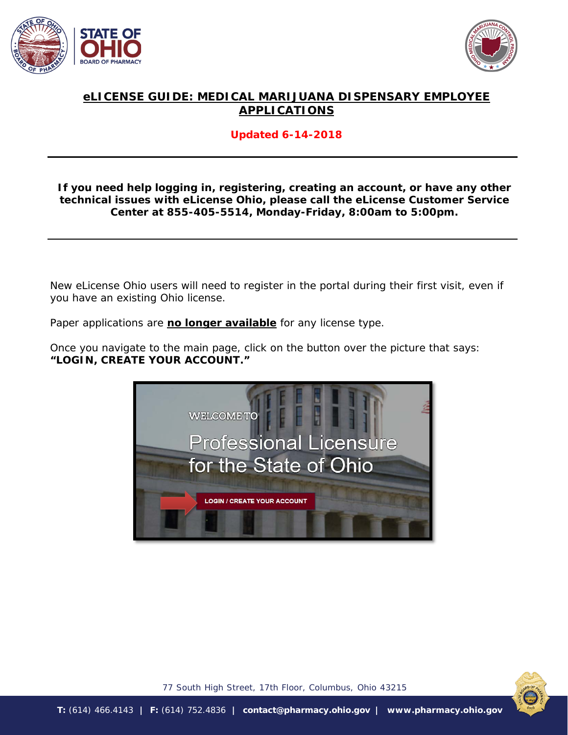# eLICENSE GUIDE: MEDICAL MARIJUANA DISPENSARY EMPLOYEE APPLICATIONS

**Updated 6-14-2018**

---

**If you need help logging in, registering, creating an account, or have any other technical issues with eLicense Ohio, please call the eLicense Customer Service Center at 855-405-5514, Monday-Friday, 8:00am to 5:00pm.**

---

New eLicense Ohio users will need to register in the portal during their first visit, even if you have an existing Ohio license.

Paper applications are **no longer available** for any license type.

Once you navigate to the main page, click on the button over the picture that says: **"LOGIN, CREATE YOUR ACCOUNT."**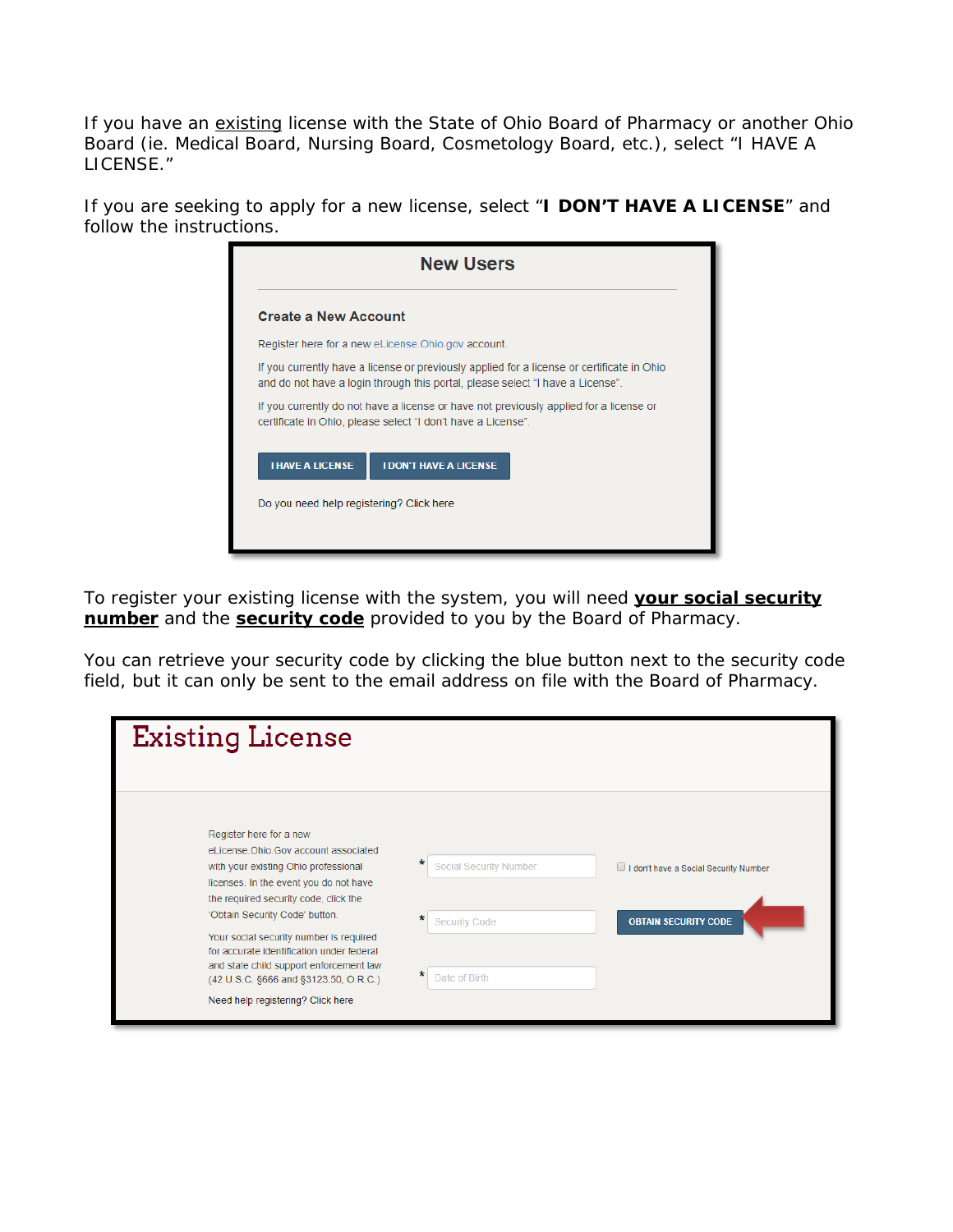If you have an existing license with the State of Ohio Board of Pharmacy or another Ohio Board (ie. Medical Board, Nursing Board, Cosmetology Board, etc.), select "I HAVE A LICENSE."

If you are seeking to apply for a new license, select "**I DON'T HAVE A LICENSE**" and follow the instructions.

**New Users**

**Create a New Account**

Register here for a new eLicense.Ohio.gov account.

If you currently have a license or previously applied for a license or certificate in Ohio and do not have a login through this portal, please select "I have a License".

If you currently do not have a license or have not previously applied for a license or certificate in Ohio, please select "I don't have a License".

I HAVE A LICENSE | I DON'T HAVE A LICENSE

Do you need help registering? Click here

To register your existing license with the system, you will need **your social security number** and the **security code** provided to you by the Board of Pharmacy.

You can retrieve your security code by clicking the blue button next to the security code field, but it can only be sent to the email address on file with the Board of Pharmacy.

**Existing License**

Register here for a new eLicense.Ohio.Gov account associated with your existing Ohio professional licenses. In the event you do not have the required security code, click the 'Obtain Security Code' button.

Your social security number is required for accurate identification under federal and state child support enforcement law (42 U.S.C. §666 and §3123.50, O.R.C.)

Need help registering? Click here

* Social Security Number — I don't have a Social Security Number

* Security Code — OBTAIN SECURITY CODE

* Date of Birth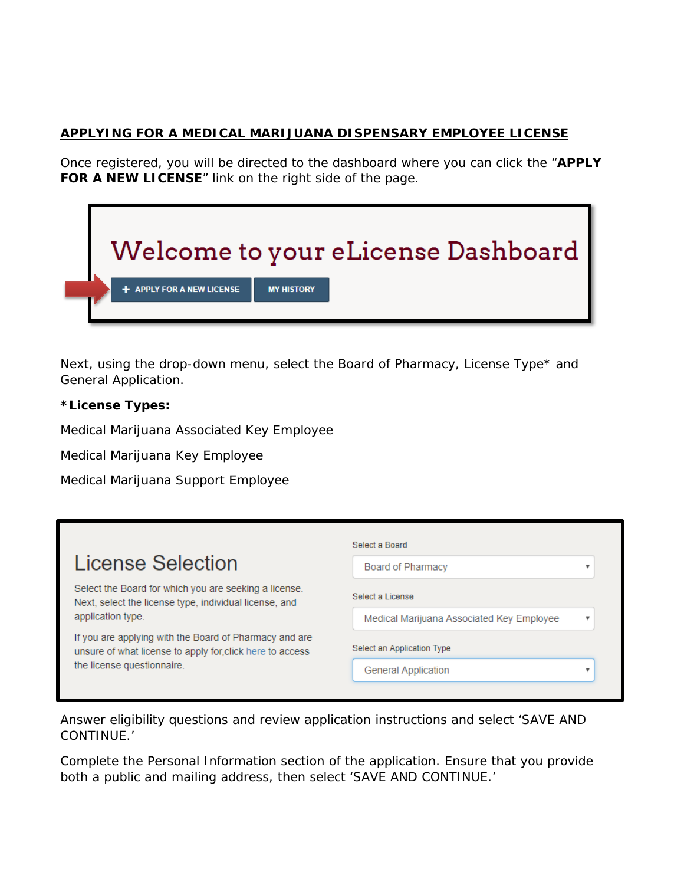## APPLYING FOR A MEDICAL MARIJUANA DISPENSARY EMPLOYEE LICENSE

Once registered, you will be directed to the dashboard where you can click the "**APPLY FOR A NEW LICENSE**" link on the right side of the page.

Welcome to your eLicense Dashboard

+ APPLY FOR A NEW LICENSE | MY HISTORY

Next, using the drop-down menu, select the Board of Pharmacy, License Type* and General Application.

***License Types:**

Medical Marijuana Associated Key Employee

Medical Marijuana Key Employee

Medical Marijuana Support Employee

License Selection

Select the Board for which you are seeking a license. Next, select the license type, individual license, and application type.

If you are applying with the Board of Pharmacy and are unsure of what license to apply for,click here to access the license questionnaire.

Select a Board: Board of Pharmacy

Select a License: Medical Marijuana Associated Key Employee

Select an Application Type: General Application

Answer eligibility questions and review application instructions and select 'SAVE AND CONTINUE.'

Complete the Personal Information section of the application. Ensure that you provide both a public and mailing address, then select 'SAVE AND CONTINUE.'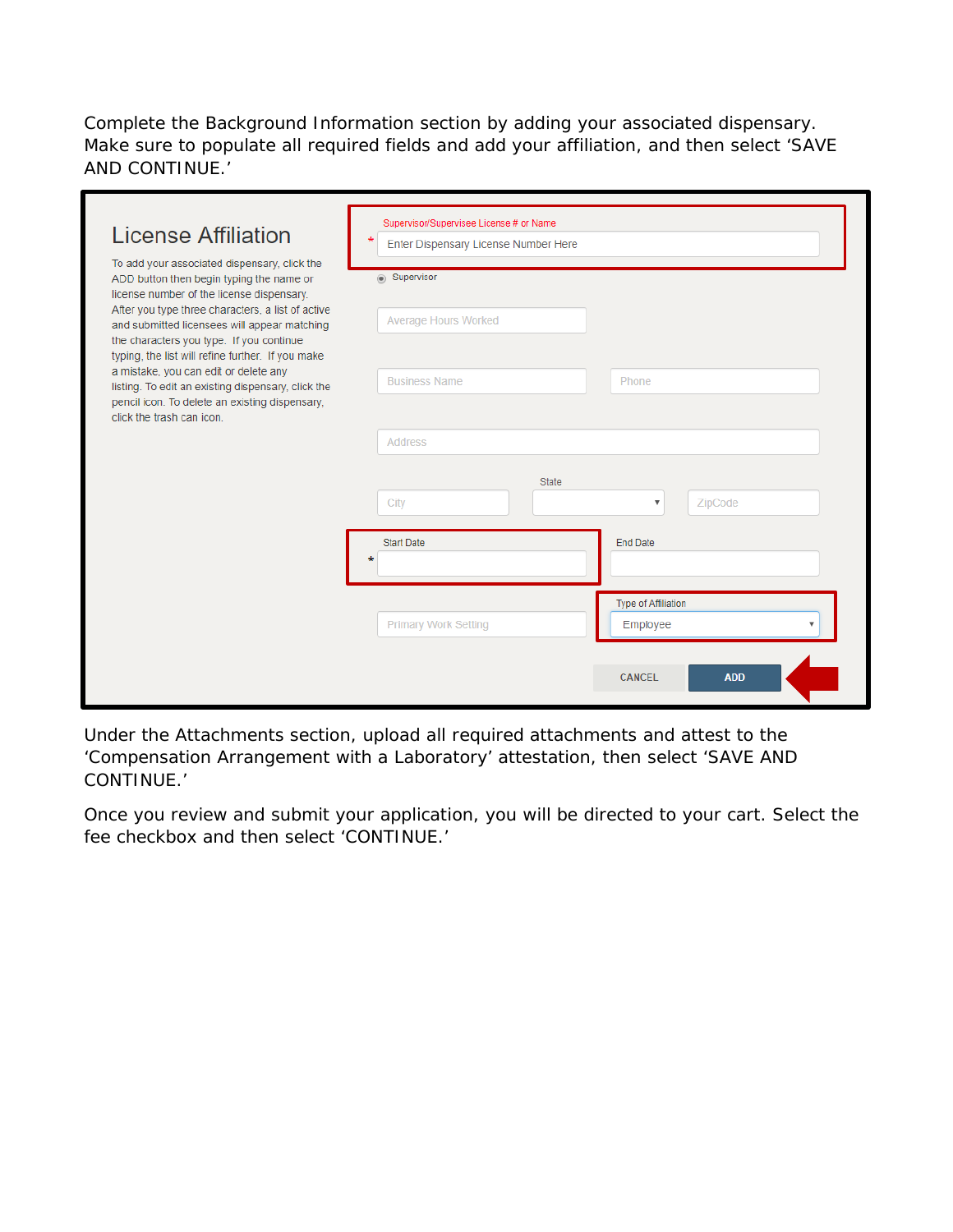Complete the Background Information section by adding your associated dispensary. Make sure to populate all required fields and add your affiliation, and then select 'SAVE AND CONTINUE.'

## License Affiliation

To add your associated dispensary, click the ADD button then begin typing the name or license number of the license dispensary. After you type three characters, a list of active and submitted licensees will appear matching the characters you type. If you continue typing, the list will refine further. If you make a mistake, you can edit or delete any listing. To edit an existing dispensary, click the pencil icon. To delete an existing dispensary, click the trash can icon.

- * Supervisor/Supervisee License # or Name: Enter Dispensary License Number Here
- Supervisor
- Average Hours Worked
- Business Name
- Phone
- Address
- City
- State
- ZipCode
- * Start Date
- End Date
- Primary Work Setting
- Type of Affiliation: Employee

CANCEL | ADD

Under the Attachments section, upload all required attachments and attest to the 'Compensation Arrangement with a Laboratory' attestation, then select 'SAVE AND CONTINUE.'

Once you review and submit your application, you will be directed to your cart. Select the fee checkbox and then select 'CONTINUE.'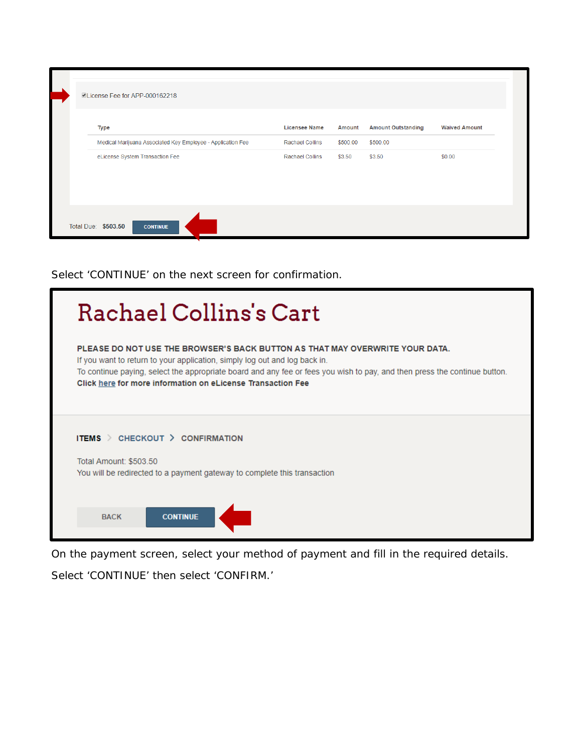☑License Fee for APP-000162218

| Type | Licensee Name | Amount | Amount Outstanding | Waived Amount |
| --- | --- | --- | --- | --- |
| Medical Marijuana Associated Key Employee - Application Fee | Rachael Collins | $500.00 | $500.00 | |
| eLicense System Transaction Fee | Rachael Collins | $3.50 | $3.50 | $0.00 |

Total Due: **$503.50** CONTINUE

Select 'CONTINUE' on the next screen for confirmation.

# Rachael Collins's Cart

**PLEASE DO NOT USE THE BROWSER'S BACK BUTTON AS THAT MAY OVERWRITE YOUR DATA.**
If you want to return to your application, simply log out and log back in.
To continue paying, select the appropriate board and any fee or fees you wish to pay, and then press the continue button.
**Click here for more information on eLicense Transaction Fee**

**ITEMS** > CHECKOUT > CONFIRMATION

Total Amount: $503.50
You will be redirected to a payment gateway to complete this transaction

BACK CONTINUE

On the payment screen, select your method of payment and fill in the required details.

Select 'CONTINUE' then select 'CONFIRM.'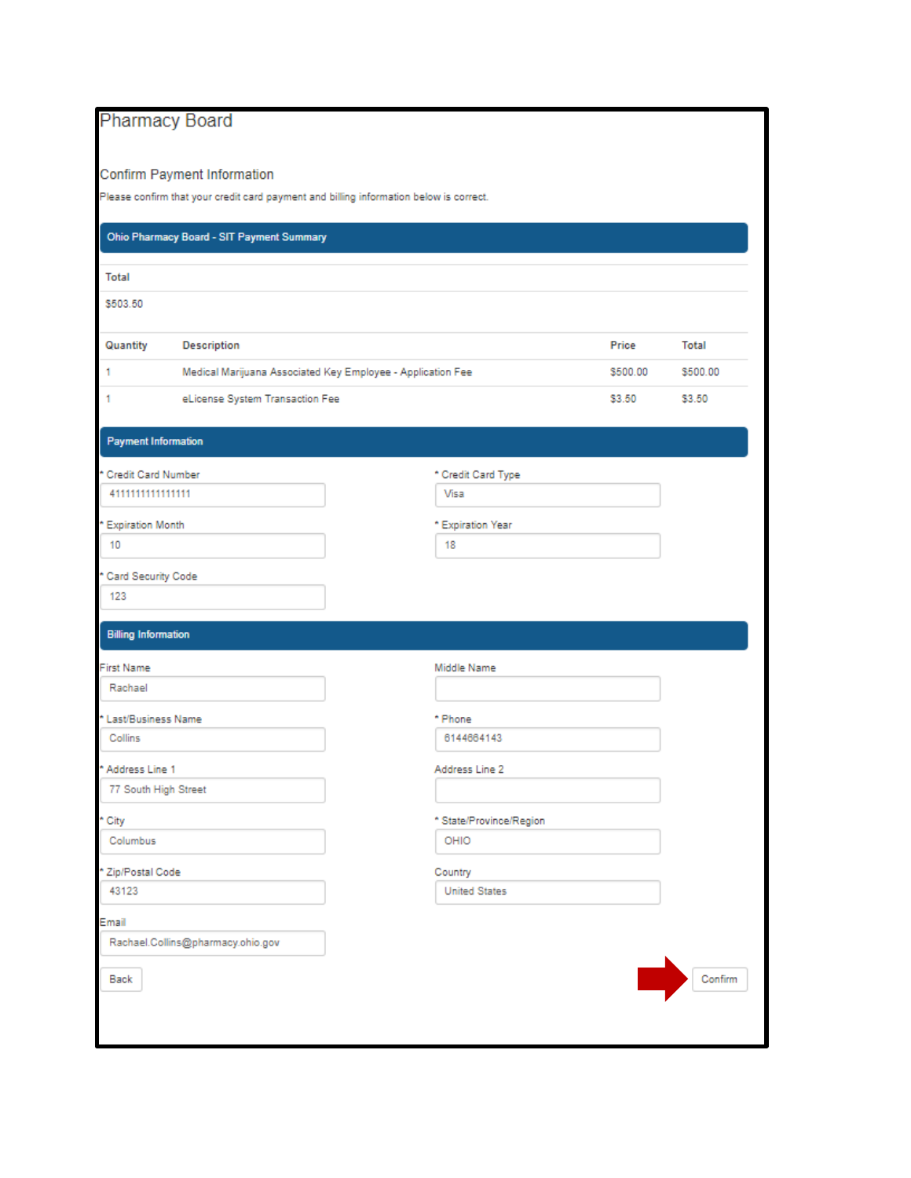# Pharmacy Board

## Confirm Payment Information

Please confirm that your credit card payment and billing information below is correct.

### Ohio Pharmacy Board - SIT Payment Summary

**Total**

$503.50

| Quantity | Description | Price | Total |
|---|---|---|---|
| 1 | Medical Marijuana Associated Key Employee - Application Fee | $500.00 | $500.00 |
| 1 | eLicense System Transaction Fee | $3.50 | $3.50 |

### Payment Information

* Credit Card Number: 4111111111111111
* Credit Card Type: Visa
* Expiration Month: 10
* Expiration Year: 18
* Card Security Code: 123

### Billing Information

First Name: Rachael

Middle Name:

* Last/Business Name: Collins
* Phone: 6144664143
* Address Line 1: 77 South High Street

Address Line 2:

* City: Columbus
* State/Province/Region: OHIO
* Zip/Postal Code: 43123

Country: United States

Email: Rachael.Collins@pharmacy.ohio.gov

Back | Confirm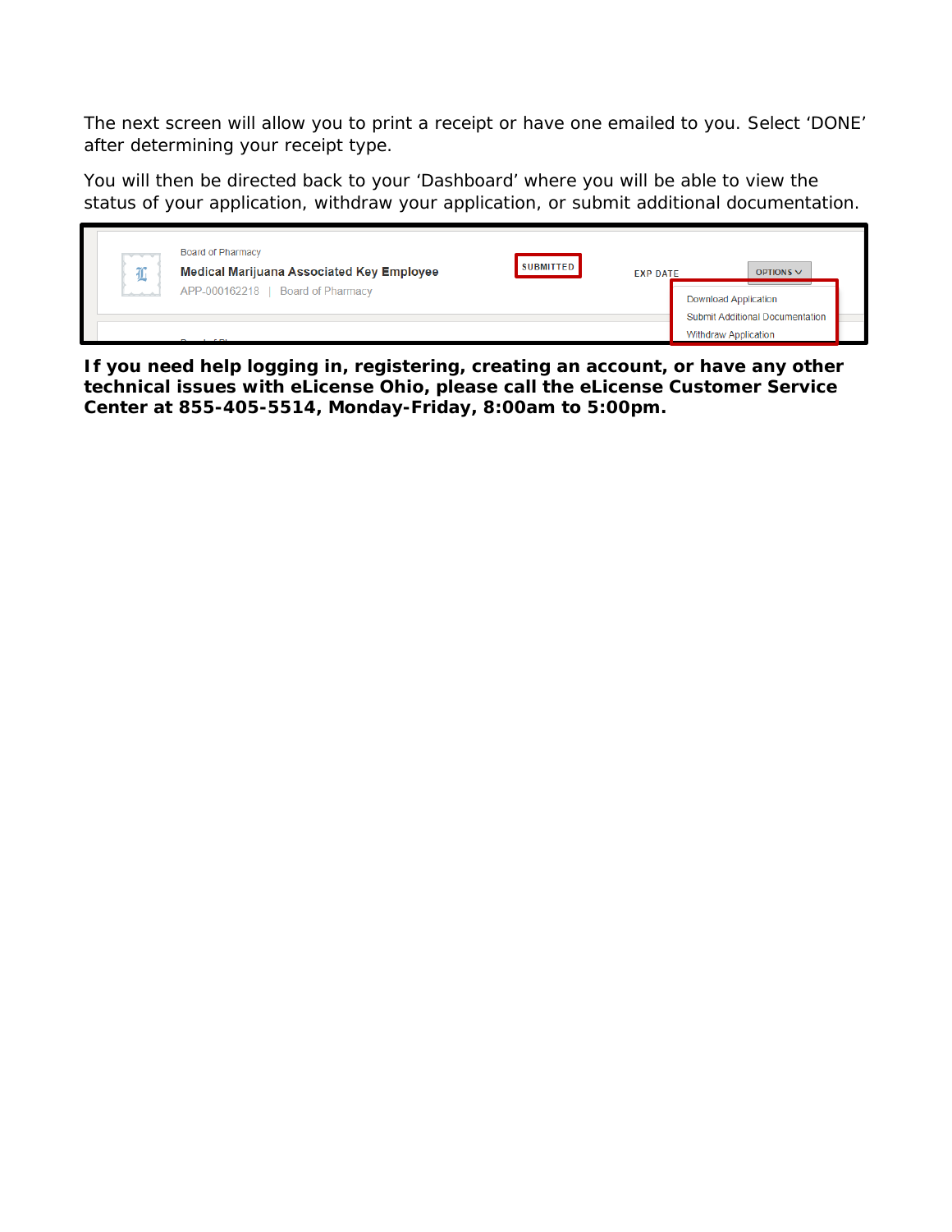The next screen will allow you to print a receipt or have one emailed to you. Select ‘DONE’ after determining your receipt type.

You will then be directed back to your ‘Dashboard’ where you will be able to view the status of your application, withdraw your application, or submit additional documentation.

Board of Pharmacy

Medical Marijuana Associated Key Employee

APP-000162218 | Board of Pharmacy

SUBMITTED

EXP DATE

OPTIONS

Download Application

Submit Additional Documentation

Withdraw Application

**If you need help logging in, registering, creating an account, or have any other technical issues with eLicense Ohio, please call the eLicense Customer Service Center at 855-405-5514, Monday-Friday, 8:00am to 5:00pm.**